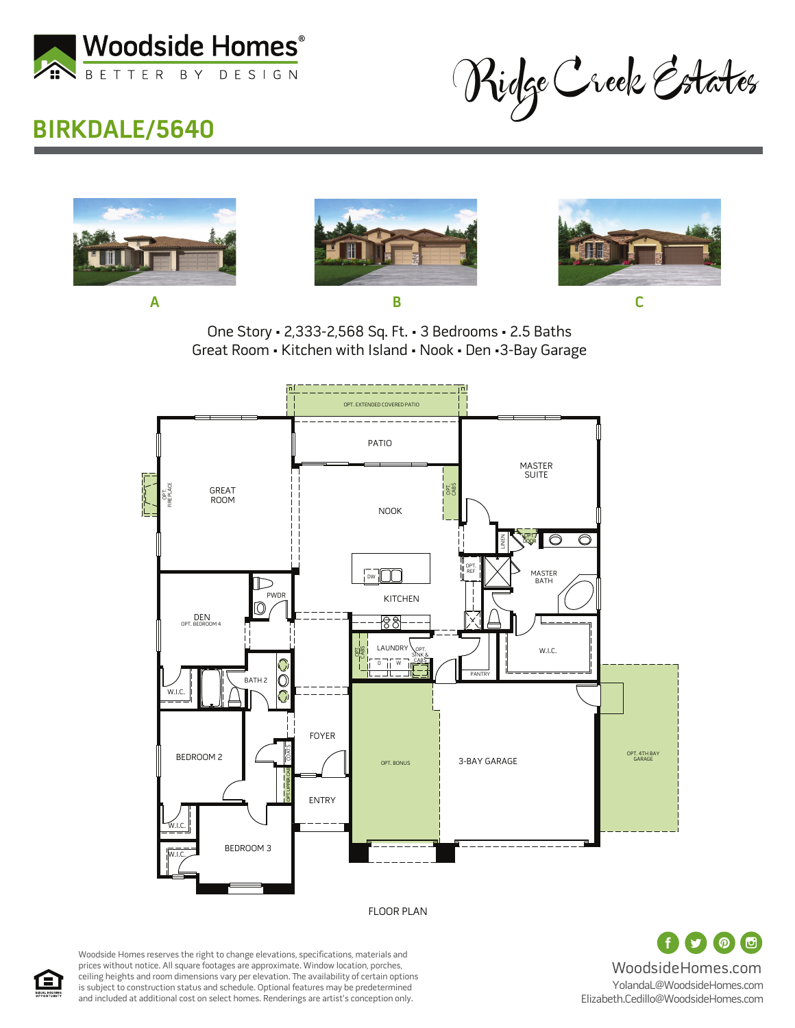Woodside Homes®
BETTER BY DESIGN

Ridge Creek Estates

# BIRKDALE/5640

A

B

C

One Story • 2,333-2,568 Sq. Ft. • 3 Bedrooms • 2.5 Baths
Great Room • Kitchen with Island • Nook • Den •3-Bay Garage

OPT. EXTENDED COVERED PATIO

PATIO

MASTER SUITE

GREAT ROOM

OPT. FIRE PLACE

NOOK

OPT. CABS

LINEN

OPT. DOOR

DW

OPT. REF

MASTER BATH

KITCHEN

PWDR

DEN
OPT. BEDROOM 4

LAUNDRY

OPT. CABS

OPT. SINK & CABS

D W

PANTRY

W.I.C.

W.I.C.

BATH 2

FOYER

COATS

OPT. UPPER CABS

BEDROOM 2

OPT. BONUS

3-BAY GARAGE

OPT. 4TH BAY GARAGE

ENTRY

W.I.C.

W.I.C.

BEDROOM 3

FLOOR PLAN

Woodside Homes reserves the right to change elevations, specifications, materials and prices without notice. All square footages are approximate. Window location, porches, ceiling heights and room dimensions vary per elevation. The availability of certain options is subject to construction status and schedule. Optional features may be predetermined and included at additional cost on select homes. Renderings are artist's conception only.

EQUAL HOUSING OPPORTUNITY

WoodsideHomes.com
YolandaL@WoodsideHomes.com
Elizabeth.Cedillo@WoodsideHomes.com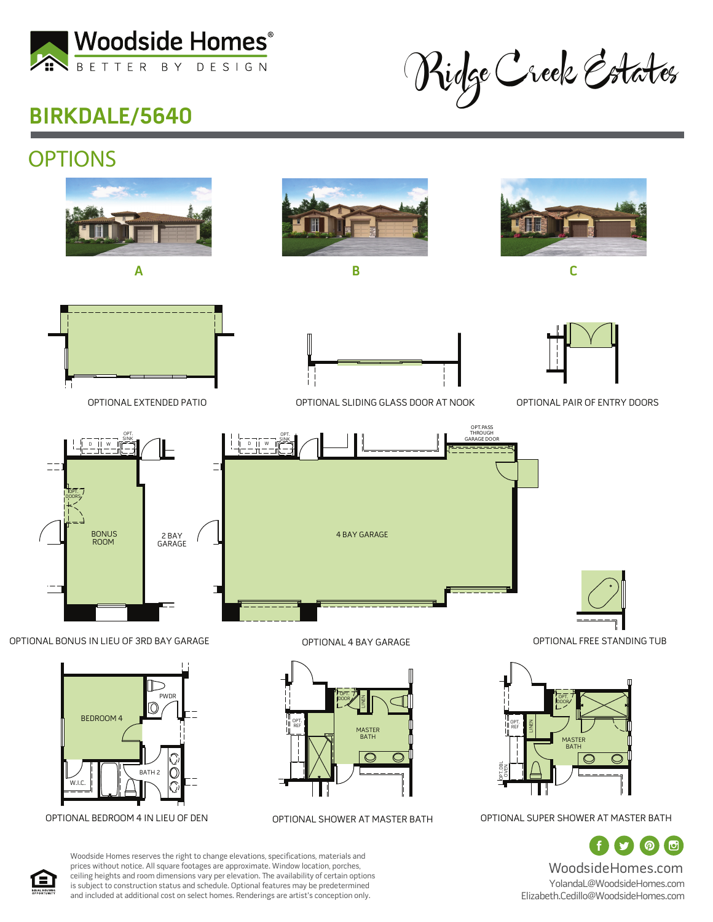Woodside Homes®

BETTER BY DESIGN

Ridge Creek Estates

# BIRKDALE/5640

## OPTIONS

A

B

C

OPTIONAL EXTENDED PATIO

OPTIONAL SLIDING GLASS DOOR AT NOOK

OPTIONAL PAIR OF ENTRY DOORS

D W OPT. SINK OPT. DOORS BONUS ROOM 2 BAY GARAGE

OPTIONAL BONUS IN LIEU OF 3RD BAY GARAGE

D W OPT. SINK OPT. PASS THROUGH GARAGE DOOR 4 BAY GARAGE

OPTIONAL 4 BAY GARAGE

OPTIONAL FREE STANDING TUB

BEDROOM 4 PWDR W.I.C. BATH 2

OPTIONAL BEDROOM 4 IN LIEU OF DEN

OPT. DOOR LINEN OPT. REF MASTER BATH

OPTIONAL SHOWER AT MASTER BATH

OPT. DOOR OPT. REF LINEN MASTER BATH OPT. DBL OVEN

OPTIONAL SUPER SHOWER AT MASTER BATH

Woodside Homes reserves the right to change elevations, specifications, materials and prices without notice. All square footages are approximate. Window location, porches, ceiling heights and room dimensions vary per elevation. The availability of certain options is subject to construction status and schedule. Optional features may be predetermined and included at additional cost on select homes. Renderings are artist's conception only.

EQUAL HOUSING OPPORTUNITY

WoodsideHomes.com

YolandaL@WoodsideHomes.com

Elizabeth.Cedillo@WoodsideHomes.com